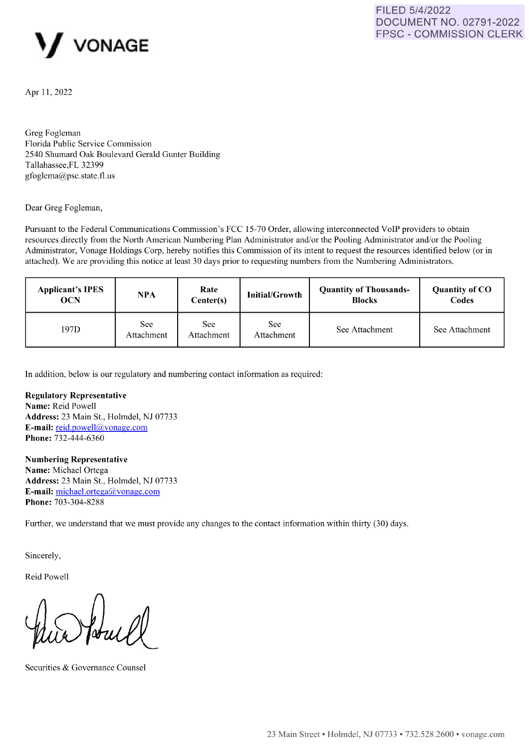FILED 5/4/2022
DOCUMENT NO. 02791-2022
FPSC - COMMISSION CLERK

VONAGE

Apr 11, 2022

Greg Fogleman
Florida Public Service Commission
2540 Shumard Oak Boulevard Gerald Gunter Building
Tallahassee,FL 32399
gfoglema@psc.state.fl.us

Dear Greg Fogleman,

Pursuant to the Federal Communications Commission's FCC 15-70 Order, allowing interconnected VoIP providers to obtain resources directly from the North American Numbering Plan Administrator and/or the Pooling Administrator and/or the Pooling Administrator, Vonage Holdings Corp, hereby notifies this Commission of its intent to request the resources identified below (or in attached). We are providing this notice at least 30 days prior to requesting numbers from the Numbering Administrators.

| Applicant's IPES OCN | NPA | Rate Center(s) | Initial/Growth | Quantity of Thousands-Blocks | Quantity of CO Codes |
|---|---|---|---|---|---|
| 197D | See Attachment | See Attachment | See Attachment | See Attachment | See Attachment |

In addition, below is our regulatory and numbering contact information as required:

**Regulatory Representative**
**Name:** Reid Powell
**Address:** 23 Main St., Holmdel, NJ 07733
**E-mail:** reid.powell@vonage.com
**Phone:** 732-444-6360

**Numbering Representative**
**Name:** Michael Ortega
**Address:** 23 Main St., Holmdel, NJ 07733
**E-mail:** michael.ortega@vonage.com
**Phone:** 703-304-8288

Further, we understand that we must provide any changes to the contact information within thirty (30) days.

Sincerely,

Reid Powell

Securities & Governance Counsel

23 Main Street • Holmdel, NJ 07733 • 732.528.2600 • vonage.com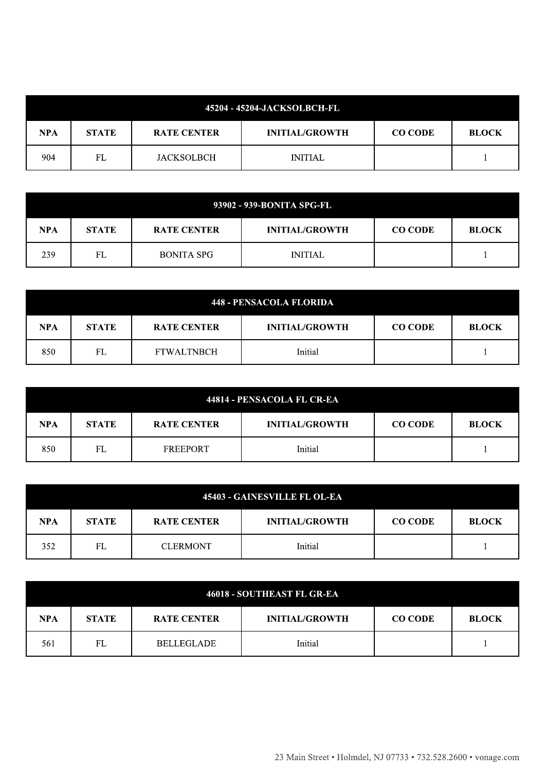| 45204 - 45204-JACKSOLBCH-FL | | | | | |
|---|---|---|---|---|---|
| **NPA** | **STATE** | **RATE CENTER** | **INITIAL/GROWTH** | **CO CODE** | **BLOCK** |
| 904 | FL | JACKSOLBCH | INITIAL | | 1 |

| 93902 - 939-BONITA SPG-FL | | | | | |
|---|---|---|---|---|---|
| **NPA** | **STATE** | **RATE CENTER** | **INITIAL/GROWTH** | **CO CODE** | **BLOCK** |
| 239 | FL | BONITA SPG | INITIAL | | 1 |

| 448 - PENSACOLA FLORIDA | | | | | |
|---|---|---|---|---|---|
| **NPA** | **STATE** | **RATE CENTER** | **INITIAL/GROWTH** | **CO CODE** | **BLOCK** |
| 850 | FL | FTWALTNBCH | Initial | | 1 |

| 44814 - PENSACOLA FL CR-EA | | | | | |
|---|---|---|---|---|---|
| **NPA** | **STATE** | **RATE CENTER** | **INITIAL/GROWTH** | **CO CODE** | **BLOCK** |
| 850 | FL | FREEPORT | Initial | | 1 |

| 45403 - GAINESVILLE FL OL-EA | | | | | |
|---|---|---|---|---|---|
| **NPA** | **STATE** | **RATE CENTER** | **INITIAL/GROWTH** | **CO CODE** | **BLOCK** |
| 352 | FL | CLERMONT | Initial | | 1 |

| 46018 - SOUTHEAST FL GR-EA | | | | | |
|---|---|---|---|---|---|
| **NPA** | **STATE** | **RATE CENTER** | **INITIAL/GROWTH** | **CO CODE** | **BLOCK** |
| 561 | FL | BELLEGLADE | Initial | | 1 |

23 Main Street • Holmdel, NJ 07733 • 732.528.2600 • vonage.com